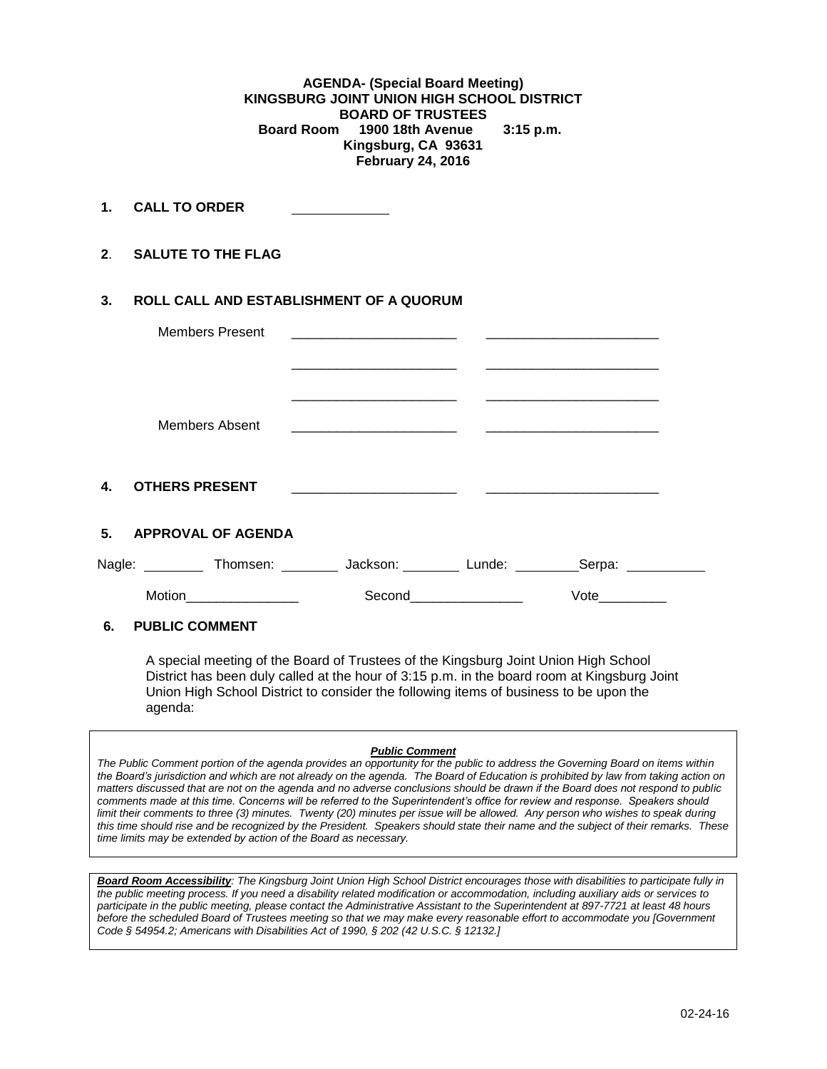**AGENDA- (Special Board Meeting)**
**KINGSBURG JOINT UNION HIGH SCHOOL DISTRICT**
**BOARD OF TRUSTEES**
**Board Room 1900 18th Avenue 3:15 p.m.**
**Kingsburg, CA 93631**
**February 24, 2016**

**1. CALL TO ORDER** ____________

**2. SALUTE TO THE FLAG**

**3. ROLL CALL AND ESTABLISHMENT OF A QUORUM**

Members Present ______________________ ______________________

______________________ ______________________

______________________ ______________________

Members Absent ______________________ ______________________

**4. OTHERS PRESENT** ______________________ ______________________

**5. APPROVAL OF AGENDA**

Nagle: ________ Thomsen: ________ Jackson: ________ Lunde: ________ Serpa: __________

Motion_______________ Second_______________ Vote_________

**6. PUBLIC COMMENT**

A special meeting of the Board of Trustees of the Kingsburg Joint Union High School District has been duly called at the hour of 3:15 p.m. in the board room at Kingsburg Joint Union High School District to consider the following items of business to be upon the agenda:

***Public Comment***

*The Public Comment portion of the agenda provides an opportunity for the public to address the Governing Board on items within the Board's jurisdiction and which are not already on the agenda. The Board of Education is prohibited by law from taking action on matters discussed that are not on the agenda and no adverse conclusions should be drawn if the Board does not respond to public comments made at this time. Concerns will be referred to the Superintendent's office for review and response. Speakers should limit their comments to three (3) minutes. Twenty (20) minutes per issue will be allowed. Any person who wishes to speak during this time should rise and be recognized by the President. Speakers should state their name and the subject of their remarks. These time limits may be extended by action of the Board as necessary.*

***Board Room Accessibility**: The Kingsburg Joint Union High School District encourages those with disabilities to participate fully in the public meeting process. If you need a disability related modification or accommodation, including auxiliary aids or services to participate in the public meeting, please contact the Administrative Assistant to the Superintendent at 897-7721 at least 48 hours before the scheduled Board of Trustees meeting so that we may make every reasonable effort to accommodate you [Government Code § 54954.2; Americans with Disabilities Act of 1990, § 202 (42 U.S.C. § 12132.]*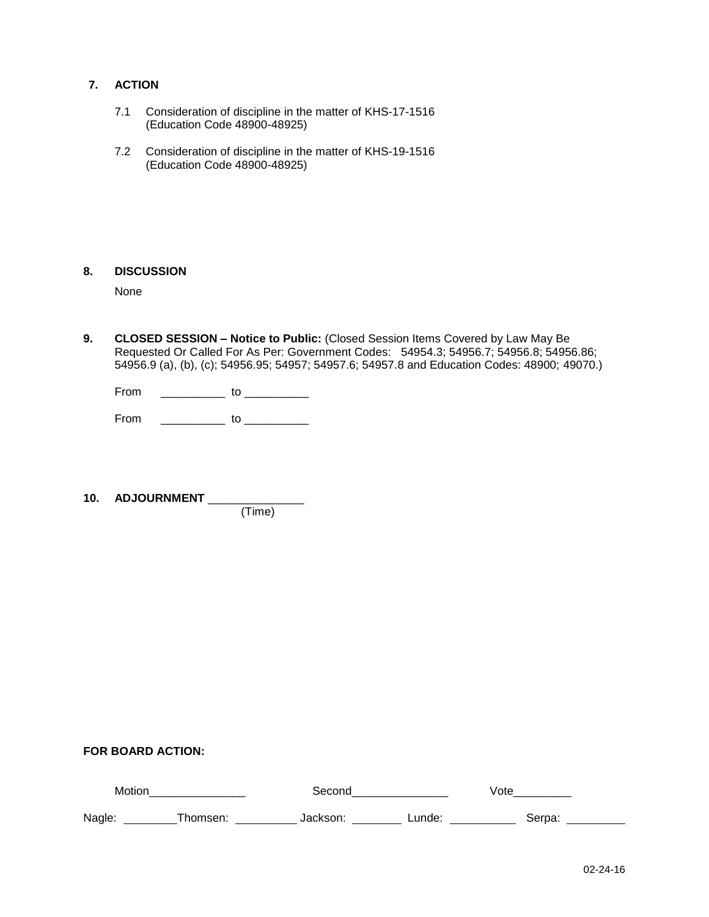## 7. ACTION

7.1 Consideration of discipline in the matter of KHS-17-1516 (Education Code 48900-48925)

7.2 Consideration of discipline in the matter of KHS-19-1516 (Education Code 48900-48925)

## 8. DISCUSSION

None

## 9. CLOSED SESSION – Notice to Public: (Closed Session Items Covered by Law May Be Requested Or Called For As Per: Government Codes: 54954.3; 54956.7; 54956.8; 54956.86; 54956.9 (a), (b), (c); 54956.95; 54957; 54957.6; 54957.8 and Education Codes: 48900; 49070.)

From __________ to __________

From __________ to __________

## 10. ADJOURNMENT ______________
(Time)

**FOR BOARD ACTION:**

Motion_______________ Second_______________ Vote_________

Nagle: ________ Thomsen: _________ Jackson: ________ Lunde: __________ Serpa: _________

02-24-16